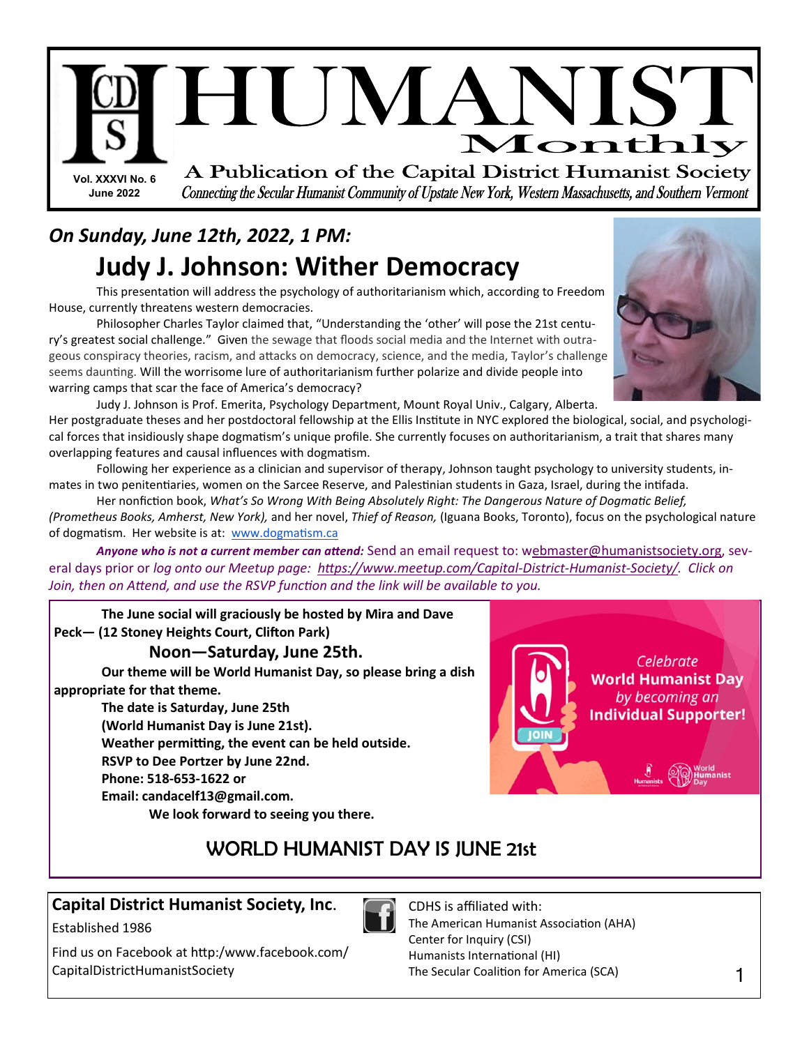# HUMANIST Monthly

Vol. XXXVI No. 6
June 2022

**A Publication of the Capital District Humanist Society**

*Connecting the Secular Humanist Community of Upstate New York, Western Massachusetts, and Southern Vermont*

## *On Sunday, June 12th, 2022, 1 PM:*

## Judy J. Johnson: Wither Democracy

This presentation will address the psychology of authoritarianism which, according to Freedom House, currently threatens western democracies.

Philosopher Charles Taylor claimed that, "Understanding the 'other' will pose the 21st century's greatest social challenge." Given the sewage that floods social media and the Internet with outrageous conspiracy theories, racism, and attacks on democracy, science, and the media, Taylor's challenge seems daunting. Will the worrisome lure of authoritarianism further polarize and divide people into warring camps that scar the face of America's democracy?

Judy J. Johnson is Prof. Emerita, Psychology Department, Mount Royal Univ., Calgary, Alberta. Her postgraduate theses and her postdoctoral fellowship at the Ellis Institute in NYC explored the biological, social, and psychological forces that insidiously shape dogmatism's unique profile. She currently focuses on authoritarianism, a trait that shares many overlapping features and causal influences with dogmatism.

Following her experience as a clinician and supervisor of therapy, Johnson taught psychology to university students, inmates in two penitentiaries, women on the Sarcee Reserve, and Palestinian students in Gaza, Israel, during the intifada.

Her nonfiction book, *What's So Wrong With Being Absolutely Right: The Dangerous Nature of Dogmatic Belief, (Prometheus Books, Amherst, New York),* and her novel, *Thief of Reason,* (Iguana Books, Toronto), focus on the psychological nature of dogmatism. Her website is at: www.dogmatism.ca

***Anyone who is not a current member can attend:*** Send an email request to: webmaster@humanistsociety.org, several days prior or *log onto our Meetup page: https://www.meetup.com/Capital-District-Humanist-Society/. Click on Join, then on Attend, and use the RSVP function and the link will be available to you.*

**The June social will graciously be hosted by Mira and Dave Peck— (12 Stoney Heights Court, Clifton Park)**

**Noon—Saturday, June 25th.**

**Our theme will be World Humanist Day, so please bring a dish appropriate for that theme.**

**The date is Saturday, June 25th**
**(World Humanist Day is June 21st).**
**Weather permitting, the event can be held outside.**
**RSVP to Dee Portzer by June 22nd.**
**Phone: 518-653-1622 or**
**Email: candacelf13@gmail.com.**

**We look forward to seeing you there.**

Celebrate **World Humanist Day** *by becoming an* **Individual Supporter!**

JOIN

Humanists International · World Humanist Day

## WORLD HUMANIST DAY IS JUNE 21st

**Capital District Humanist Society, Inc.**

Established 1986

Find us on Facebook at http:/www.facebook.com/CapitalDistrictHumanistSociety

CDHS is affiliated with:
The American Humanist Association (AHA)
Center for Inquiry (CSI)
Humanists International (HI)
The Secular Coalition for America (SCA)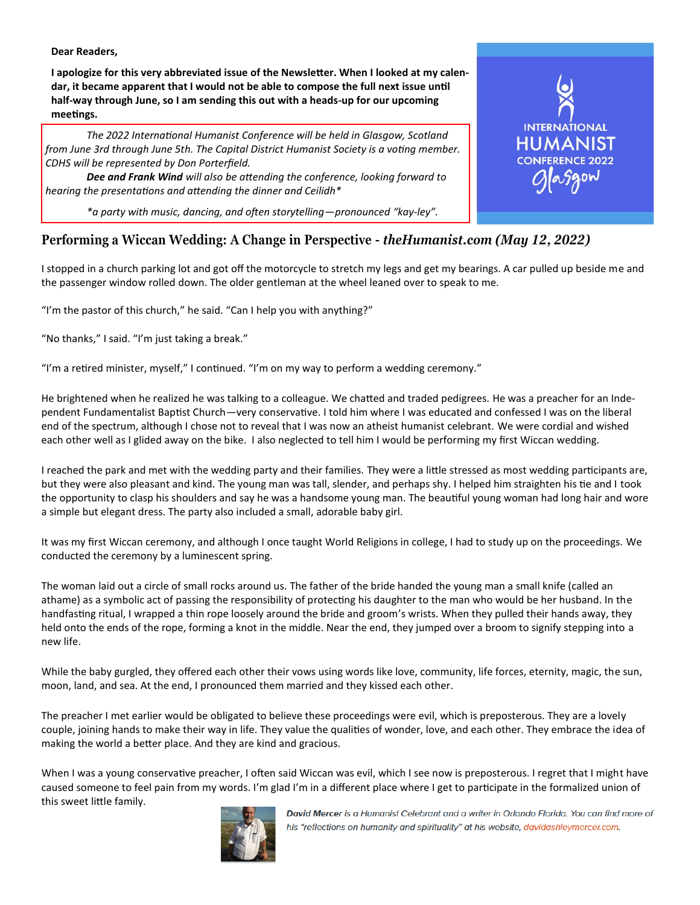**Dear Readers,**

**I apologize for this very abbreviated issue of the Newsletter. When I looked at my calendar, it became apparent that I would not be able to compose the full next issue until half-way through June, so I am sending this out with a heads-up for our upcoming meetings.**

*The 2022 International Humanist Conference will be held in Glasgow, Scotland from June 3rd through June 5th. The Capital District Humanist Society is a voting member. CDHS will be represented by Don Porterfield.*

***Dee and Frank Wind** will also be attending the conference, looking forward to hearing the presentations and attending the dinner and Ceilidh**

*\*a party with music, dancing, and often storytelling—pronounced "kay-ley".*

INTERNATIONAL HUMANIST CONFERENCE 2022 Glasgow

## Performing a Wiccan Wedding: A Change in Perspective - *theHumanist.com (May 12, 2022)*

I stopped in a church parking lot and got off the motorcycle to stretch my legs and get my bearings. A car pulled up beside me and the passenger window rolled down. The older gentleman at the wheel leaned over to speak to me.

"I'm the pastor of this church," he said. "Can I help you with anything?"

"No thanks," I said. "I'm just taking a break."

"I'm a retired minister, myself," I continued. "I'm on my way to perform a wedding ceremony."

He brightened when he realized he was talking to a colleague. We chatted and traded pedigrees. He was a preacher for an Independent Fundamentalist Baptist Church—very conservative. I told him where I was educated and confessed I was on the liberal end of the spectrum, although I chose not to reveal that I was now an atheist humanist celebrant. We were cordial and wished each other well as I glided away on the bike. I also neglected to tell him I would be performing my first Wiccan wedding.

I reached the park and met with the wedding party and their families. They were a little stressed as most wedding participants are, but they were also pleasant and kind. The young man was tall, slender, and perhaps shy. I helped him straighten his tie and I took the opportunity to clasp his shoulders and say he was a handsome young man. The beautiful young woman had long hair and wore a simple but elegant dress. The party also included a small, adorable baby girl.

It was my first Wiccan ceremony, and although I once taught World Religions in college, I had to study up on the proceedings. We conducted the ceremony by a luminescent spring.

The woman laid out a circle of small rocks around us. The father of the bride handed the young man a small knife (called an athame) as a symbolic act of passing the responsibility of protecting his daughter to the man who would be her husband. In the handfasting ritual, I wrapped a thin rope loosely around the bride and groom's wrists. When they pulled their hands away, they held onto the ends of the rope, forming a knot in the middle. Near the end, they jumped over a broom to signify stepping into a new life.

While the baby gurgled, they offered each other their vows using words like love, community, life forces, eternity, magic, the sun, moon, land, and sea. At the end, I pronounced them married and they kissed each other.

The preacher I met earlier would be obligated to believe these proceedings were evil, which is preposterous. They are a lovely couple, joining hands to make their way in life. They value the qualities of wonder, love, and each other. They embrace the idea of making the world a better place. And they are kind and gracious.

When I was a young conservative preacher, I often said Wiccan was evil, which I see now is preposterous. I regret that I might have caused someone to feel pain from my words. I'm glad I'm in a different place where I get to participate in the formalized union of this sweet little family.

***David Mercer** is a Humanist Celebrant and a writer in Orlando Florida. You can find more of his "reflections on humanity and spirituality" at his website, davidashleymercer.com.*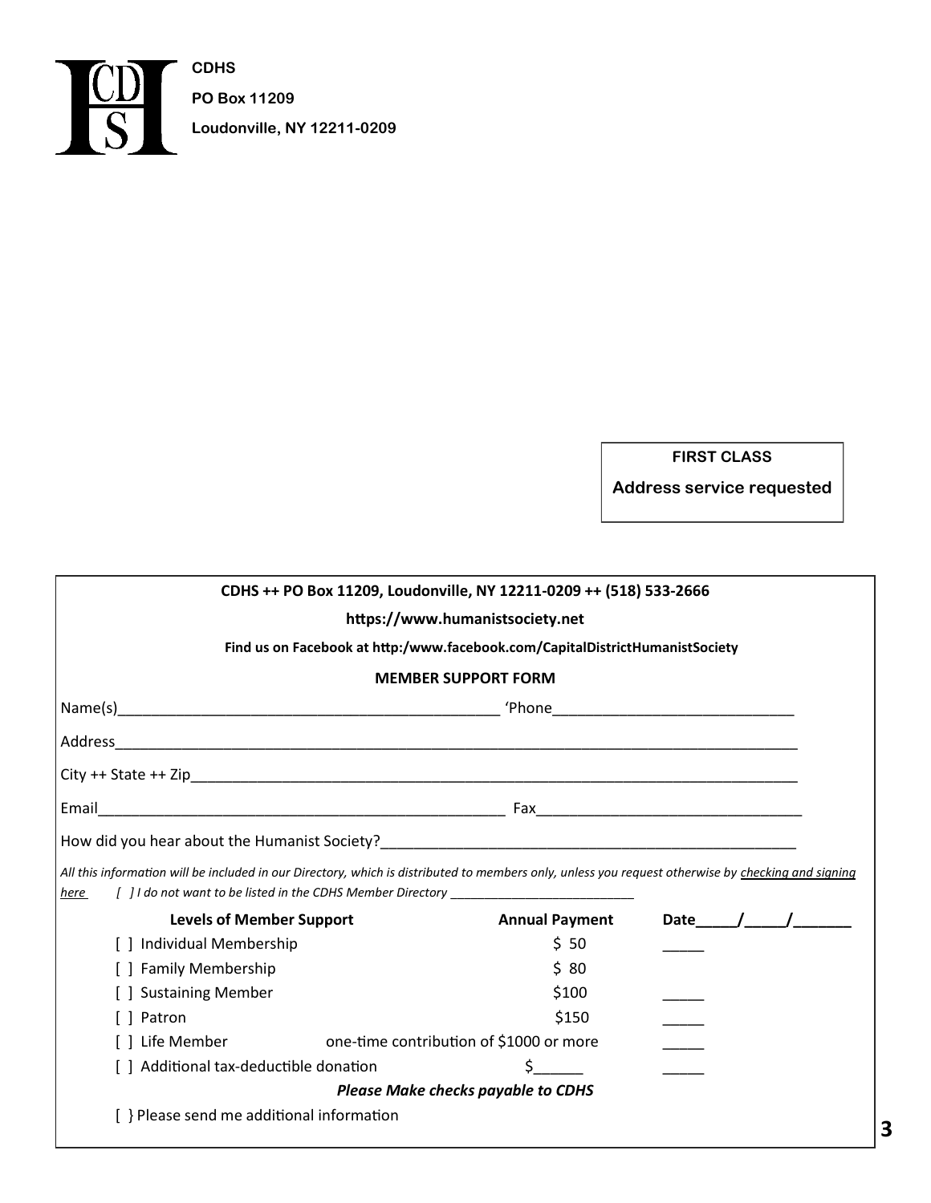CDHS

PO Box 11209

Loudonville, NY 12211-0209

**FIRST CLASS**

**Address service requested**

**CDHS ++ PO Box 11209, Loudonville, NY 12211-0209 ++ (518) 533-2666**

**https://www.humanistsociety.net**

**Find us on Facebook at http:/www.facebook.com/CapitalDistrictHumanistSociety**

**MEMBER SUPPORT FORM**

Name(s)_______________________________________________ 'Phone_____________________________

Address_________________________________________________________________________________

City ++ State ++ Zip______________________________________________________________________

Email___________________________________________________ Fax_________________________________

How did you hear about the Humanist Society?____________________________________________________

*All this information will be included in our Directory, which is distributed to members only, unless you request otherwise by* *<u>checking and signing here</u>* *[ ] I do not want to be listed in the CDHS Member Directory* _________________________

| **Levels of Member Support** | **Annual Payment** | **Date_____/_____/_______** |
|---|---|---|
| [ ] Individual Membership | $ 50 | _____ |
| [ ] Family Membership | $ 80 | |
| [ ] Sustaining Member | $100 | _____ |
| [ ] Patron | $150 | _____ |
| [ ] Life Member | one-time contribution of $1000 or more | _____ |
| [ ] Additional tax-deductible donation | $______ | _____ |

***Please Make checks payable to CDHS***

[ } Please send me additional information